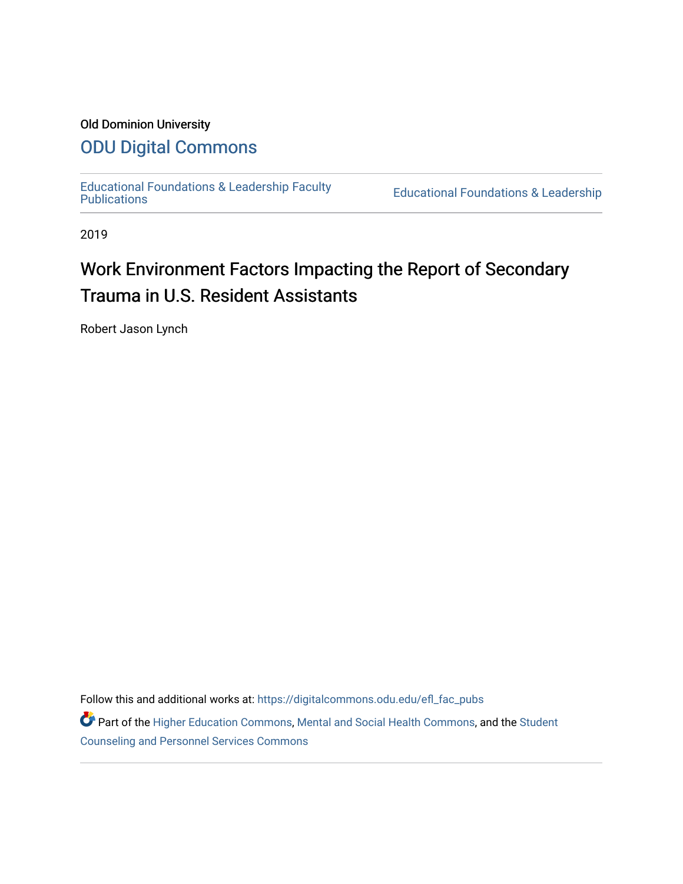Old Dominion University

# ODU Digital Commons

Educational Foundations & Leadership Faculty Publications

Educational Foundations & Leadership

2019

# Work Environment Factors Impacting the Report of Secondary Trauma in U.S. Resident Assistants

Robert Jason Lynch

Follow this and additional works at: https://digitalcommons.odu.edu/efl_fac_pubs

Part of the Higher Education Commons, Mental and Social Health Commons, and the Student Counseling and Personnel Services Commons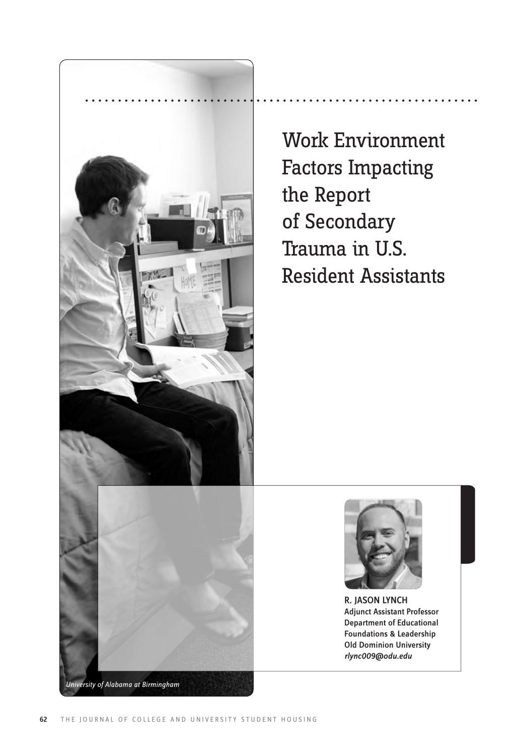# Work Environment Factors Impacting the Report of Secondary Trauma in U.S. Resident Assistants

*University of Alabama at Birmingham*

**R. JASON LYNCH**
**Adjunct Assistant Professor**
**Department of Educational Foundations & Leadership**
**Old Dominion University**
***rlync009@odu.edu***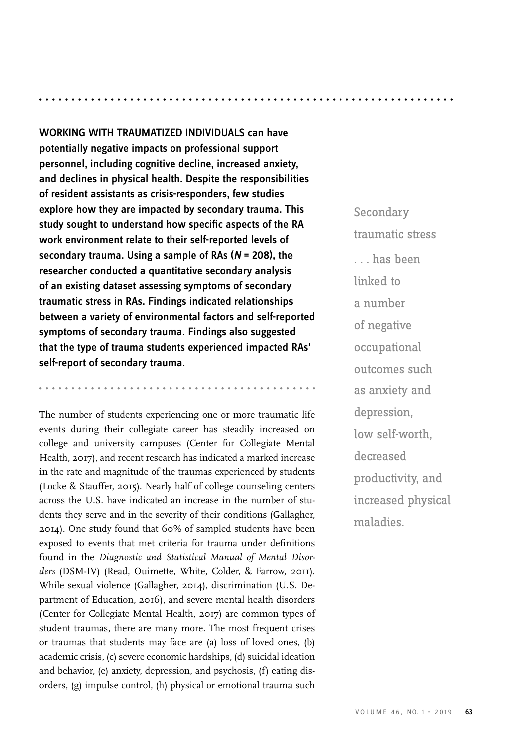**WORKING WITH TRAUMATIZED INDIVIDUALS can have potentially negative impacts on professional support personnel, including cognitive decline, increased anxiety, and declines in physical health. Despite the responsibilities of resident assistants as crisis-responders, few studies explore how they are impacted by secondary trauma. This study sought to understand how specific aspects of the RA work environment relate to their self-reported levels of secondary trauma. Using a sample of RAs (*N* = 208), the researcher conducted a quantitative secondary analysis of an existing dataset assessing symptoms of secondary traumatic stress in RAs. Findings indicated relationships between a variety of environmental factors and self-reported symptoms of secondary trauma. Findings also suggested that the type of trauma students experienced impacted RAs' self-report of secondary trauma.**

> Secondary traumatic stress . . . has been linked to a number of negative occupational outcomes such as anxiety and depression, low self-worth, decreased productivity, and increased physical maladies.

The number of students experiencing one or more traumatic life events during their collegiate career has steadily increased on college and university campuses (Center for Collegiate Mental Health, 2017), and recent research has indicated a marked increase in the rate and magnitude of the traumas experienced by students (Locke & Stauffer, 2015). Nearly half of college counseling centers across the U.S. have indicated an increase in the number of students they serve and in the severity of their conditions (Gallagher, 2014). One study found that 60% of sampled students have been exposed to events that met criteria for trauma under definitions found in the *Diagnostic and Statistical Manual of Mental Disorders* (DSM-IV) (Read, Ouimette, White, Colder, & Farrow, 2011). While sexual violence (Gallagher, 2014), discrimination (U.S. Department of Education, 2016), and severe mental health disorders (Center for Collegiate Mental Health, 2017) are common types of student traumas, there are many more. The most frequent crises or traumas that students may face are (a) loss of loved ones, (b) academic crisis, (c) severe economic hardships, (d) suicidal ideation and behavior, (e) anxiety, depression, and psychosis, (f) eating disorders, (g) impulse control, (h) physical or emotional trauma such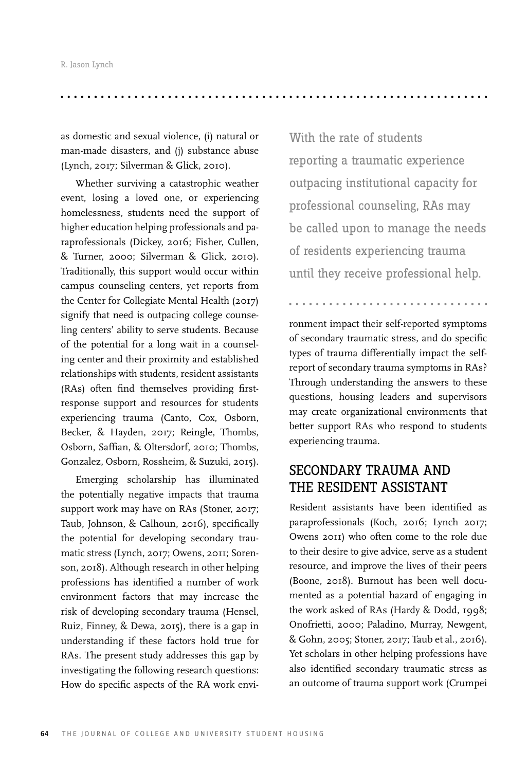as domestic and sexual violence, (i) natural or man-made disasters, and (j) substance abuse (Lynch, 2017; Silverman & Glick, 2010).

Whether surviving a catastrophic weather event, losing a loved one, or experiencing homelessness, students need the support of higher education helping professionals and paraprofessionals (Dickey, 2016; Fisher, Cullen, & Turner, 2000; Silverman & Glick, 2010). Traditionally, this support would occur within campus counseling centers, yet reports from the Center for Collegiate Mental Health (2017) signify that need is outpacing college counseling centers' ability to serve students. Because of the potential for a long wait in a counseling center and their proximity and established relationships with students, resident assistants (RAs) often find themselves providing first-response support and resources for students experiencing trauma (Canto, Cox, Osborn, Becker, & Hayden, 2017; Reingle, Thombs, Osborn, Saffian, & Oltersdorf, 2010; Thombs, Gonzalez, Osborn, Rossheim, & Suzuki, 2015).

Emerging scholarship has illuminated the potentially negative impacts that trauma support work may have on RAs (Stoner, 2017; Taub, Johnson, & Calhoun, 2016), specifically the potential for developing secondary traumatic stress (Lynch, 2017; Owens, 2011; Sorenson, 2018). Although research in other helping professions has identified a number of work environment factors that may increase the risk of developing secondary trauma (Hensel, Ruiz, Finney, & Dewa, 2015), there is a gap in understanding if these factors hold true for RAs. The present study addresses this gap by investigating the following research questions: How do specific aspects of the RA work environment impact their self-reported symptoms of secondary traumatic stress, and do specific types of trauma differentially impact the self-report of secondary trauma symptoms in RAs? Through understanding the answers to these questions, housing leaders and supervisors may create organizational environments that better support RAs who respond to students experiencing trauma.

> With the rate of students reporting a traumatic experience outpacing institutional capacity for professional counseling, RAs may be called upon to manage the needs of residents experiencing trauma until they receive professional help.

## SECONDARY TRAUMA AND THE RESIDENT ASSISTANT

Resident assistants have been identified as paraprofessionals (Koch, 2016; Lynch 2017; Owens 2011) who often come to the role due to their desire to give advice, serve as a student resource, and improve the lives of their peers (Boone, 2018). Burnout has been well documented as a potential hazard of engaging in the work asked of RAs (Hardy & Dodd, 1998; Onofrietti, 2000; Paladino, Murray, Newgent, & Gohn, 2005; Stoner, 2017; Taub et al., 2016). Yet scholars in other helping professions have also identified secondary traumatic stress as an outcome of trauma support work (Crumpei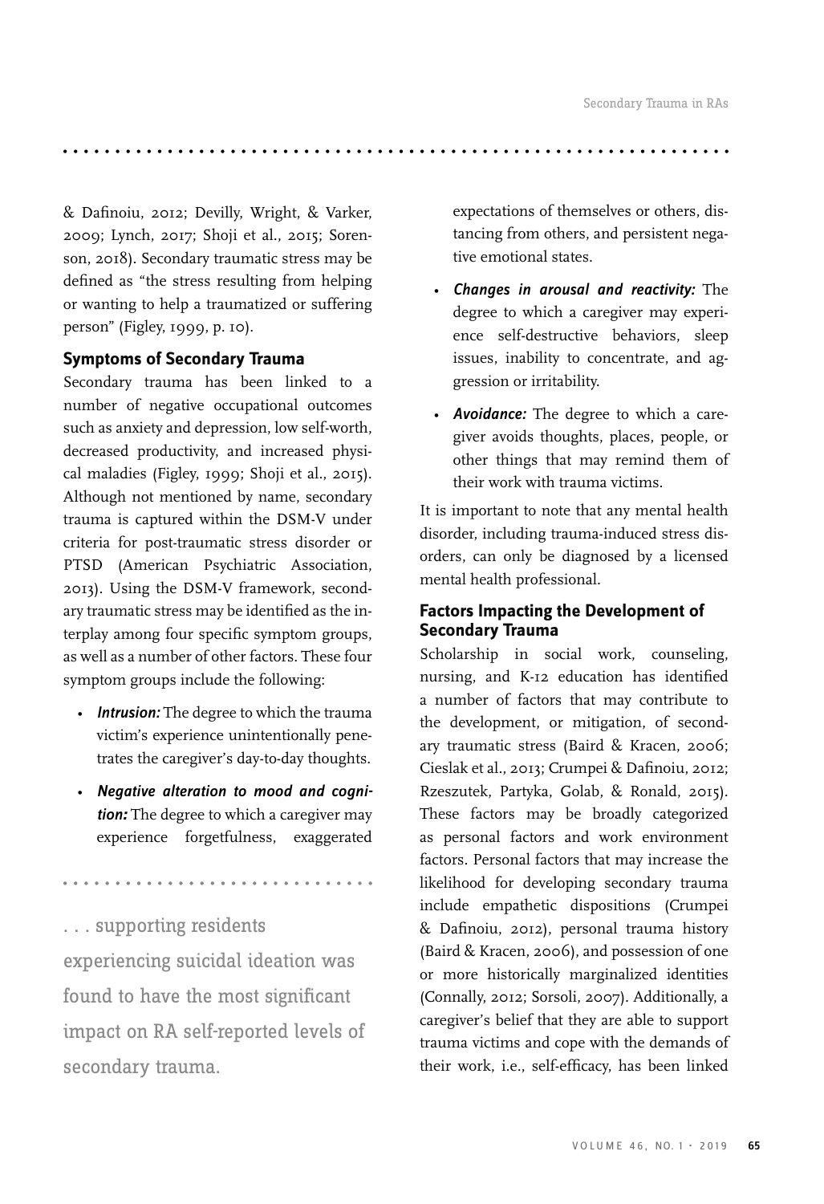& Dafinoiu, 2012; Devilly, Wright, & Varker, 2009; Lynch, 2017; Shoji et al., 2015; Sorenson, 2018). Secondary traumatic stress may be defined as "the stress resulting from helping or wanting to help a traumatized or suffering person" (Figley, 1999, p. 10).

### Symptoms of Secondary Trauma

Secondary trauma has been linked to a number of negative occupational outcomes such as anxiety and depression, low self-worth, decreased productivity, and increased physical maladies (Figley, 1999; Shoji et al., 2015). Although not mentioned by name, secondary trauma is captured within the DSM-V under criteria for post-traumatic stress disorder or PTSD (American Psychiatric Association, 2013). Using the DSM-V framework, secondary traumatic stress may be identified as the interplay among four specific symptom groups, as well as a number of other factors. These four symptom groups include the following:

- ***Intrusion:*** The degree to which the trauma victim's experience unintentionally penetrates the caregiver's day-to-day thoughts.
- ***Negative alteration to mood and cognition:*** The degree to which a caregiver may experience forgetfulness, exaggerated expectations of themselves or others, distancing from others, and persistent negative emotional states.
- ***Changes in arousal and reactivity:*** The degree to which a caregiver may experience self-destructive behaviors, sleep issues, inability to concentrate, and aggression or irritability.
- ***Avoidance:*** The degree to which a caregiver avoids thoughts, places, people, or other things that may remind them of their work with trauma victims.

It is important to note that any mental health disorder, including trauma-induced stress disorders, can only be diagnosed by a licensed mental health professional.

> . . . supporting residents experiencing suicidal ideation was found to have the most significant impact on RA self-reported levels of secondary trauma.

### Factors Impacting the Development of Secondary Trauma

Scholarship in social work, counseling, nursing, and K-12 education has identified a number of factors that may contribute to the development, or mitigation, of secondary traumatic stress (Baird & Kracen, 2006; Cieslak et al., 2013; Crumpei & Dafinoiu, 2012; Rzeszutek, Partyka, Golab, & Ronald, 2015). These factors may be broadly categorized as personal factors and work environment factors. Personal factors that may increase the likelihood for developing secondary trauma include empathetic dispositions (Crumpei & Dafinoiu, 2012), personal trauma history (Baird & Kracen, 2006), and possession of one or more historically marginalized identities (Connally, 2012; Sorsoli, 2007). Additionally, a caregiver's belief that they are able to support trauma victims and cope with the demands of their work, i.e., self-efficacy, has been linked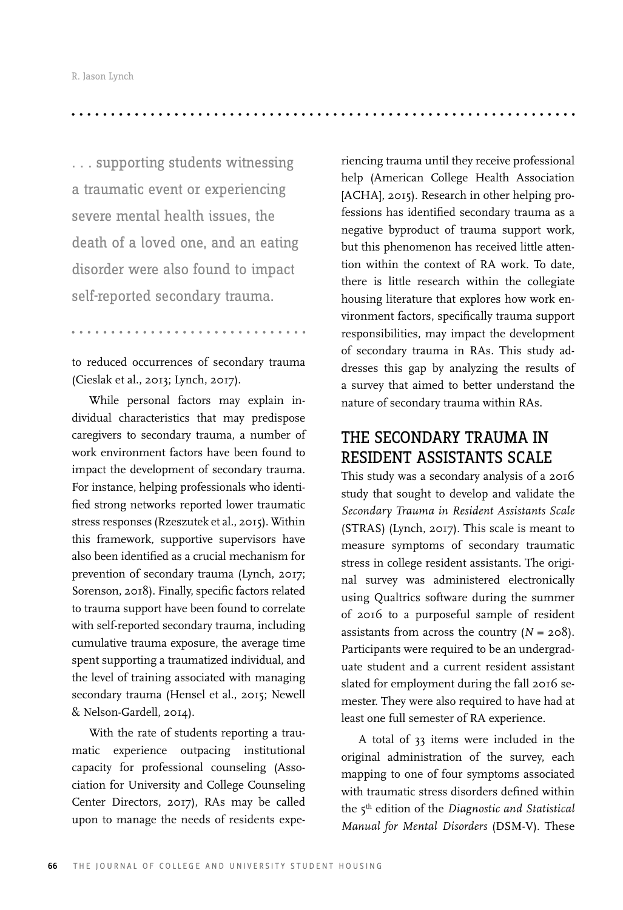. . . supporting students witnessing a traumatic event or experiencing severe mental health issues, the death of a loved one, and an eating disorder were also found to impact self-reported secondary trauma.

to reduced occurrences of secondary trauma (Cieslak et al., 2013; Lynch, 2017).

While personal factors may explain individual characteristics that may predispose caregivers to secondary trauma, a number of work environment factors have been found to impact the development of secondary trauma. For instance, helping professionals who identified strong networks reported lower traumatic stress responses (Rzeszutek et al., 2015). Within this framework, supportive supervisors have also been identified as a crucial mechanism for prevention of secondary trauma (Lynch, 2017; Sorenson, 2018). Finally, specific factors related to trauma support have been found to correlate with self-reported secondary trauma, including cumulative trauma exposure, the average time spent supporting a traumatized individual, and the level of training associated with managing secondary trauma (Hensel et al., 2015; Newell & Nelson-Gardell, 2014).

With the rate of students reporting a traumatic experience outpacing institutional capacity for professional counseling (Association for University and College Counseling Center Directors, 2017), RAs may be called upon to manage the needs of residents experiencing trauma until they receive professional help (American College Health Association [ACHA], 2015). Research in other helping professions has identified secondary trauma as a negative byproduct of trauma support work, but this phenomenon has received little attention within the context of RA work. To date, there is little research within the collegiate housing literature that explores how work environment factors, specifically trauma support responsibilities, may impact the development of secondary trauma in RAs. This study addresses this gap by analyzing the results of a survey that aimed to better understand the nature of secondary trauma within RAs.

## THE SECONDARY TRAUMA IN RESIDENT ASSISTANTS SCALE

This study was a secondary analysis of a 2016 study that sought to develop and validate the *Secondary Trauma in Resident Assistants Scale* (STRAS) (Lynch, 2017). This scale is meant to measure symptoms of secondary traumatic stress in college resident assistants. The original survey was administered electronically using Qualtrics software during the summer of 2016 to a purposeful sample of resident assistants from across the country ($N = 208$). Participants were required to be an undergraduate student and a current resident assistant slated for employment during the fall 2016 semester. They were also required to have had at least one full semester of RA experience.

A total of 33 items were included in the original administration of the survey, each mapping to one of four symptoms associated with traumatic stress disorders defined within the 5th edition of the *Diagnostic and Statistical Manual for Mental Disorders* (DSM-V). These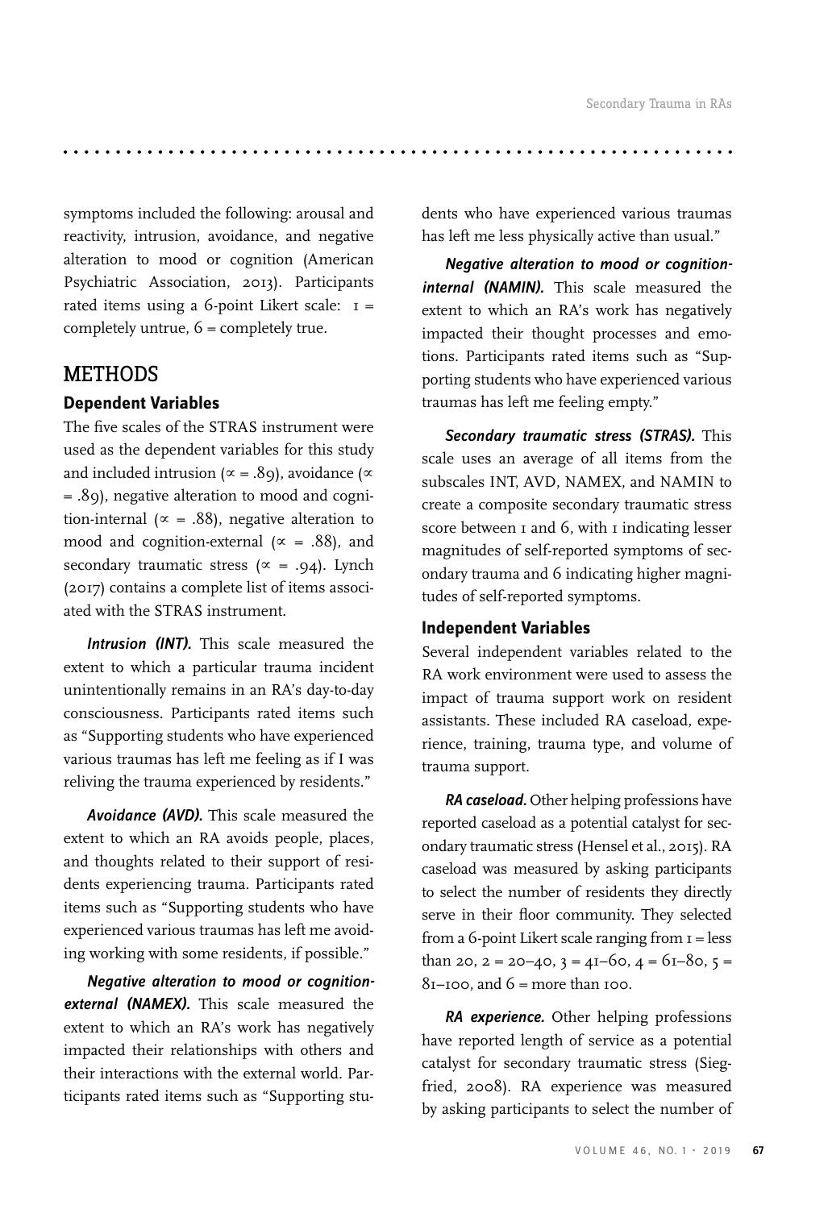symptoms included the following: arousal and reactivity, intrusion, avoidance, and negative alteration to mood or cognition (American Psychiatric Association, 2013). Participants rated items using a 6-point Likert scale: 1 = completely untrue, 6 = completely true.

## METHODS

### Dependent Variables

The five scales of the STRAS instrument were used as the dependent variables for this study and included intrusion ($\alpha$ = .89), avoidance ($\alpha$ = .89), negative alteration to mood and cognition-internal ($\alpha$ = .88), negative alteration to mood and cognition-external ($\alpha$ = .88), and secondary traumatic stress ($\alpha$ = .94). Lynch (2017) contains a complete list of items associated with the STRAS instrument.

***Intrusion (INT).*** This scale measured the extent to which a particular trauma incident unintentionally remains in an RA's day-to-day consciousness. Participants rated items such as "Supporting students who have experienced various traumas has left me feeling as if I was reliving the trauma experienced by residents."

***Avoidance (AVD).*** This scale measured the extent to which an RA avoids people, places, and thoughts related to their support of residents experiencing trauma. Participants rated items such as "Supporting students who have experienced various traumas has left me avoiding working with some residents, if possible."

***Negative alteration to mood or cognition-external (NAMEX).*** This scale measured the extent to which an RA's work has negatively impacted their relationships with others and their interactions with the external world. Participants rated items such as "Supporting students who have experienced various traumas has left me less physically active than usual."

***Negative alteration to mood or cognition-internal (NAMIN).*** This scale measured the extent to which an RA's work has negatively impacted their thought processes and emotions. Participants rated items such as "Supporting students who have experienced various traumas has left me feeling empty."

***Secondary traumatic stress (STRAS).*** This scale uses an average of all items from the subscales INT, AVD, NAMEX, and NAMIN to create a composite secondary traumatic stress score between 1 and 6, with 1 indicating lesser magnitudes of self-reported symptoms of secondary trauma and 6 indicating higher magnitudes of self-reported symptoms.

### Independent Variables

Several independent variables related to the RA work environment were used to assess the impact of trauma support work on resident assistants. These included RA caseload, experience, training, trauma type, and volume of trauma support.

***RA caseload.*** Other helping professions have reported caseload as a potential catalyst for secondary traumatic stress (Hensel et al., 2015). RA caseload was measured by asking participants to select the number of residents they directly serve in their floor community. They selected from a 6-point Likert scale ranging from 1 = less than 20, 2 = 20–40, 3 = 41–60, 4 = 61–80, 5 = 81–100, and 6 = more than 100.

***RA experience.*** Other helping professions have reported length of service as a potential catalyst for secondary traumatic stress (Siegfried, 2008). RA experience was measured by asking participants to select the number of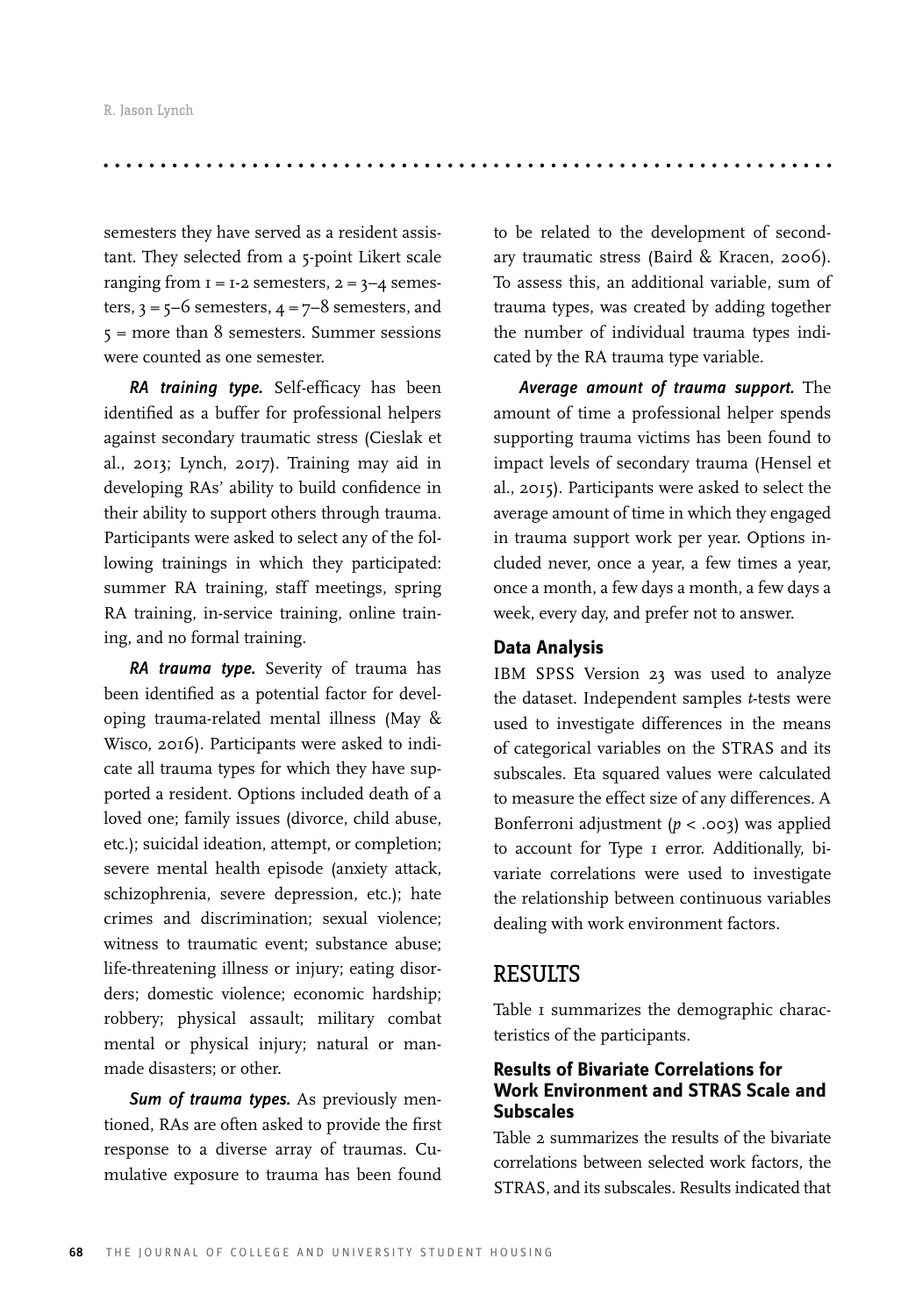semesters they have served as a resident assistant. They selected from a 5-point Likert scale ranging from 1 = 1-2 semesters, 2 = 3–4 semesters, 3 = 5–6 semesters, 4 = 7–8 semesters, and 5 = more than 8 semesters. Summer sessions were counted as one semester.

***RA training type.*** Self-efficacy has been identified as a buffer for professional helpers against secondary traumatic stress (Cieslak et al., 2013; Lynch, 2017). Training may aid in developing RAs' ability to build confidence in their ability to support others through trauma. Participants were asked to select any of the following trainings in which they participated: summer RA training, staff meetings, spring RA training, in-service training, online training, and no formal training.

***RA trauma type.*** Severity of trauma has been identified as a potential factor for developing trauma-related mental illness (May & Wisco, 2016). Participants were asked to indicate all trauma types for which they have supported a resident. Options included death of a loved one; family issues (divorce, child abuse, etc.); suicidal ideation, attempt, or completion; severe mental health episode (anxiety attack, schizophrenia, severe depression, etc.); hate crimes and discrimination; sexual violence; witness to traumatic event; substance abuse; life-threatening illness or injury; eating disorders; domestic violence; economic hardship; robbery; physical assault; military combat mental or physical injury; natural or man-made disasters; or other.

***Sum of trauma types.*** As previously mentioned, RAs are often asked to provide the first response to a diverse array of traumas. Cumulative exposure to trauma has been found to be related to the development of secondary traumatic stress (Baird & Kracen, 2006). To assess this, an additional variable, sum of trauma types, was created by adding together the number of individual trauma types indicated by the RA trauma type variable.

***Average amount of trauma support.*** The amount of time a professional helper spends supporting trauma victims has been found to impact levels of secondary trauma (Hensel et al., 2015). Participants were asked to select the average amount of time in which they engaged in trauma support work per year. Options included never, once a year, a few times a year, once a month, a few days a month, a few days a week, every day, and prefer not to answer.

### Data Analysis

IBM SPSS Version 23 was used to analyze the dataset. Independent samples *t*-tests were used to investigate differences in the means of categorical variables on the STRAS and its subscales. Eta squared values were calculated to measure the effect size of any differences. A Bonferroni adjustment ($p < .003$) was applied to account for Type 1 error. Additionally, bivariate correlations were used to investigate the relationship between continuous variables dealing with work environment factors.

## RESULTS

Table 1 summarizes the demographic characteristics of the participants.

### Results of Bivariate Correlations for Work Environment and STRAS Scale and Subscales

Table 2 summarizes the results of the bivariate correlations between selected work factors, the STRAS, and its subscales. Results indicated that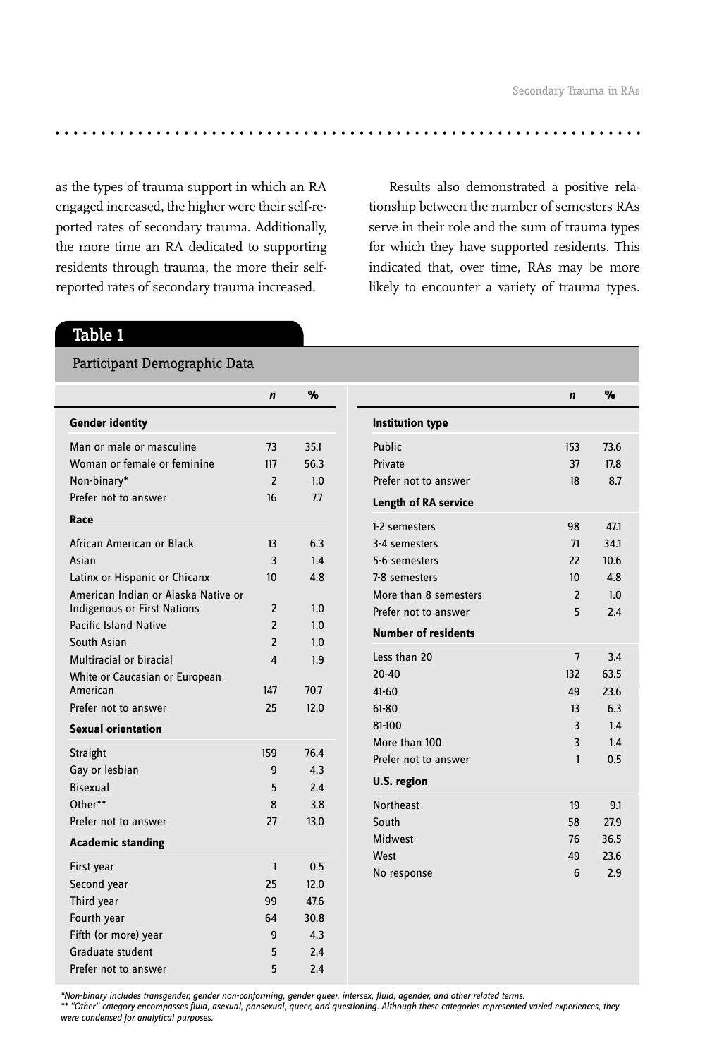as the types of trauma support in which an RA engaged increased, the higher were their self-reported rates of secondary trauma. Additionally, the more time an RA dedicated to supporting residents through trauma, the more their self-reported rates of secondary trauma increased.

Results also demonstrated a positive relationship between the number of semesters RAs serve in their role and the sum of trauma types for which they have supported residents. This indicated that, over time, RAs may be more likely to encounter a variety of trauma types.

## Table 1

Participant Demographic Data

| | *n* | % |
|---|---|---|
| **Gender identity** | | |
| Man or male or masculine | 73 | 35.1 |
| Woman or female or feminine | 117 | 56.3 |
| Non-binary* | 2 | 1.0 |
| Prefer not to answer | 16 | 7.7 |
| **Race** | | |
| African American or Black | 13 | 6.3 |
| Asian | 3 | 1.4 |
| Latinx or Hispanic or Chicanx | 10 | 4.8 |
| American Indian or Alaska Native or Indigenous or First Nations | 2 | 1.0 |
| Pacific Island Native | 2 | 1.0 |
| South Asian | 2 | 1.0 |
| Multiracial or biracial | 4 | 1.9 |
| White or Caucasian or European American | 147 | 70.7 |
| Prefer not to answer | 25 | 12.0 |
| **Sexual orientation** | | |
| Straight | 159 | 76.4 |
| Gay or lesbian | 9 | 4.3 |
| Bisexual | 5 | 2.4 |
| Other** | 8 | 3.8 |
| Prefer not to answer | 27 | 13.0 |
| **Academic standing** | | |
| First year | 1 | 0.5 |
| Second year | 25 | 12.0 |
| Third year | 99 | 47.6 |
| Fourth year | 64 | 30.8 |
| Fifth (or more) year | 9 | 4.3 |
| Graduate student | 5 | 2.4 |
| Prefer not to answer | 5 | 2.4 |
| **Institution type** | | |
| Public | 153 | 73.6 |
| Private | 37 | 17.8 |
| Prefer not to answer | 18 | 8.7 |
| **Length of RA service** | | |
| 1-2 semesters | 98 | 47.1 |
| 3-4 semesters | 71 | 34.1 |
| 5-6 semesters | 22 | 10.6 |
| 7-8 semesters | 10 | 4.8 |
| More than 8 semesters | 2 | 1.0 |
| Prefer not to answer | 5 | 2.4 |
| **Number of residents** | | |
| Less than 20 | 7 | 3.4 |
| 20-40 | 132 | 63.5 |
| 41-60 | 49 | 23.6 |
| 61-80 | 13 | 6.3 |
| 81-100 | 3 | 1.4 |
| More than 100 | 3 | 1.4 |
| Prefer not to answer | 1 | 0.5 |
| **U.S. region** | | |
| Northeast | 19 | 9.1 |
| South | 58 | 27.9 |
| Midwest | 76 | 36.5 |
| West | 49 | 23.6 |
| No response | 6 | 2.9 |

*\*Non-binary includes transgender, gender non-conforming, gender queer, intersex, fluid, agender, and other related terms.*
*\*\* "Other" category encompasses fluid, asexual, pansexual, queer, and questioning. Although these categories represented varied experiences, they were condensed for analytical purposes.*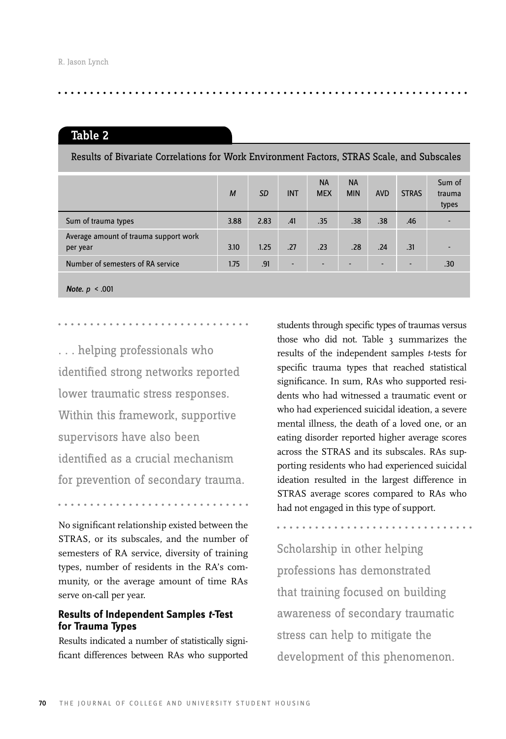## Table 2

Results of Bivariate Correlations for Work Environment Factors, STRAS Scale, and Subscales

| | *M* | *SD* | INT | NA MEX | NA MIN | AVD | STRAS | Sum of trauma types |
|---|---|---|---|---|---|---|---|---|
| Sum of trauma types | 3.88 | 2.83 | .41 | .35 | .38 | .38 | .46 | - |
| Average amount of trauma support work per year | 3.10 | 1.25 | .27 | .23 | .28 | .24 | .31 | - |
| Number of semesters of RA service | 1.75 | .91 | - | - | - | - | - | .30 |

***Note.*** $p < .001$

. . . helping professionals who identified strong networks reported lower traumatic stress responses. Within this framework, supportive supervisors have also been identified as a crucial mechanism for prevention of secondary trauma.

No significant relationship existed between the STRAS, or its subscales, and the number of semesters of RA service, diversity of training types, number of residents in the RA's community, or the average amount of time RAs serve on-call per year.

### Results of Independent Samples *t*-Test for Trauma Types

Results indicated a number of statistically significant differences between RAs who supported students through specific types of traumas versus those who did not. Table 3 summarizes the results of the independent samples *t*-tests for specific trauma types that reached statistical significance. In sum, RAs who supported residents who had witnessed a traumatic event or who had experienced suicidal ideation, a severe mental illness, the death of a loved one, or an eating disorder reported higher average scores across the STRAS and its subscales. RAs supporting residents who had experienced suicidal ideation resulted in the largest difference in STRAS average scores compared to RAs who had not engaged in this type of support.

Scholarship in other helping professions has demonstrated that training focused on building awareness of secondary traumatic stress can help to mitigate the development of this phenomenon.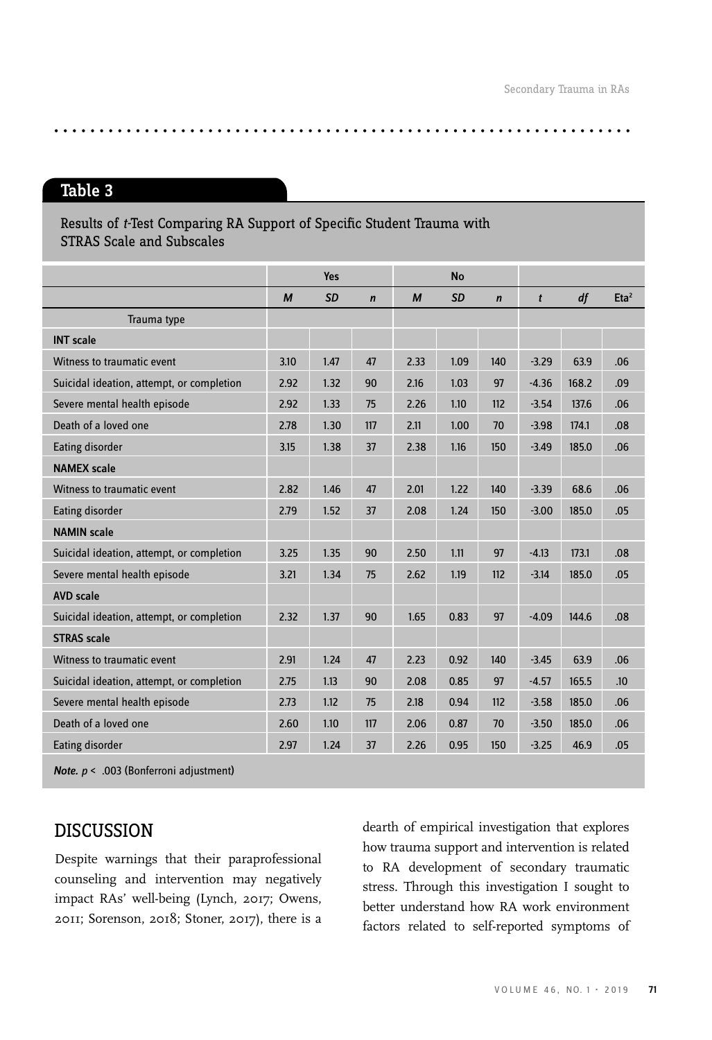## Table 3

Results of *t*-Test Comparing RA Support of Specific Student Trauma with STRAS Scale and Subscales

| | Yes | | | No | | | | | |
|---|---|---|---|---|---|---|---|---|---|
| | *M* | *SD* | *n* | *M* | *SD* | *n* | *t* | *df* | Eta$^2$ |
| Trauma type | | | | | | | | | |
| **INT scale** | | | | | | | | | |
| Witness to traumatic event | 3.10 | 1.47 | 47 | 2.33 | 1.09 | 140 | -3.29 | 63.9 | .06 |
| Suicidal ideation, attempt, or completion | 2.92 | 1.32 | 90 | 2.16 | 1.03 | 97 | -4.36 | 168.2 | .09 |
| Severe mental health episode | 2.92 | 1.33 | 75 | 2.26 | 1.10 | 112 | -3.54 | 137.6 | .06 |
| Death of a loved one | 2.78 | 1.30 | 117 | 2.11 | 1.00 | 70 | -3.98 | 174.1 | .08 |
| Eating disorder | 3.15 | 1.38 | 37 | 2.38 | 1.16 | 150 | -3.49 | 185.0 | .06 |
| **NAMEX scale** | | | | | | | | | |
| Witness to traumatic event | 2.82 | 1.46 | 47 | 2.01 | 1.22 | 140 | -3.39 | 68.6 | .06 |
| Eating disorder | 2.79 | 1.52 | 37 | 2.08 | 1.24 | 150 | -3.00 | 185.0 | .05 |
| **NAMIN scale** | | | | | | | | | |
| Suicidal ideation, attempt, or completion | 3.25 | 1.35 | 90 | 2.50 | 1.11 | 97 | -4.13 | 173.1 | .08 |
| Severe mental health episode | 3.21 | 1.34 | 75 | 2.62 | 1.19 | 112 | -3.14 | 185.0 | .05 |
| **AVD scale** | | | | | | | | | |
| Suicidal ideation, attempt, or completion | 2.32 | 1.37 | 90 | 1.65 | 0.83 | 97 | -4.09 | 144.6 | .08 |
| **STRAS scale** | | | | | | | | | |
| Witness to traumatic event | 2.91 | 1.24 | 47 | 2.23 | 0.92 | 140 | -3.45 | 63.9 | .06 |
| Suicidal ideation, attempt, or completion | 2.75 | 1.13 | 90 | 2.08 | 0.85 | 97 | -4.57 | 165.5 | .10 |
| Severe mental health episode | 2.73 | 1.12 | 75 | 2.18 | 0.94 | 112 | -3.58 | 185.0 | .06 |
| Death of a loved one | 2.60 | 1.10 | 117 | 2.06 | 0.87 | 70 | -3.50 | 185.0 | .06 |
| Eating disorder | 2.97 | 1.24 | 37 | 2.26 | 0.95 | 150 | -3.25 | 46.9 | .05 |

***Note.*** $p < .003$ (Bonferroni adjustment)

## DISCUSSION

Despite warnings that their paraprofessional counseling and intervention may negatively impact RAs' well-being (Lynch, 2017; Owens, 2011; Sorenson, 2018; Stoner, 2017), there is a dearth of empirical investigation that explores how trauma support and intervention is related to RA development of secondary traumatic stress. Through this investigation I sought to better understand how RA work environment factors related to self-reported symptoms of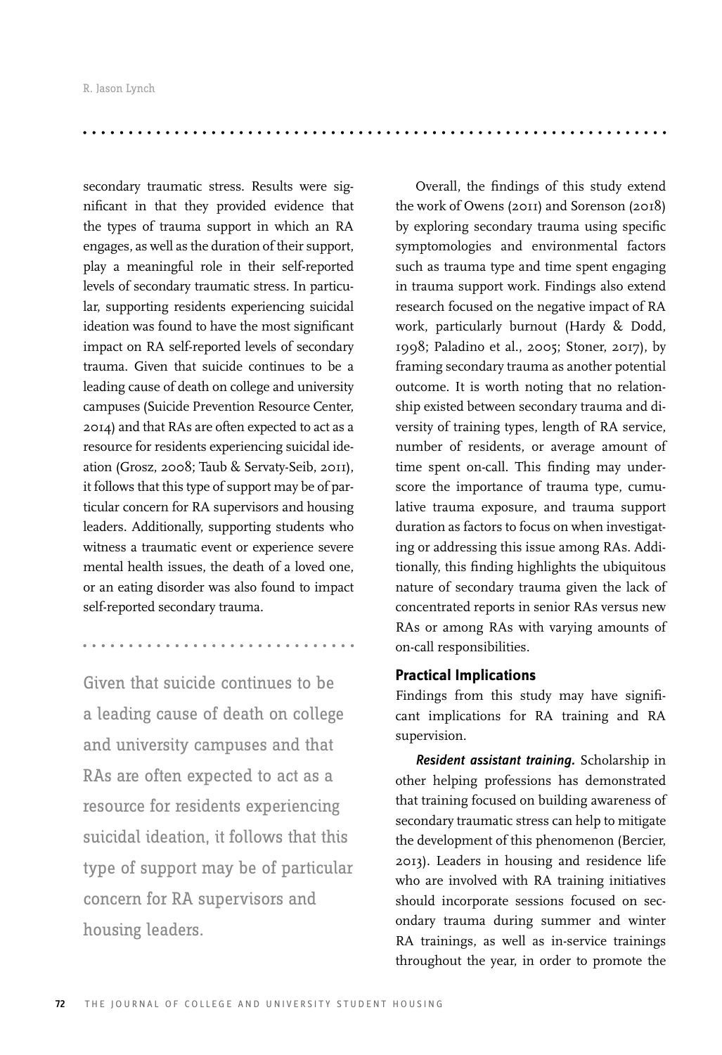secondary traumatic stress. Results were significant in that they provided evidence that the types of trauma support in which an RA engages, as well as the duration of their support, play a meaningful role in their self-reported levels of secondary traumatic stress. In particular, supporting residents experiencing suicidal ideation was found to have the most significant impact on RA self-reported levels of secondary trauma. Given that suicide continues to be a leading cause of death on college and university campuses (Suicide Prevention Resource Center, 2014) and that RAs are often expected to act as a resource for residents experiencing suicidal ideation (Grosz, 2008; Taub & Servaty-Seib, 2011), it follows that this type of support may be of particular concern for RA supervisors and housing leaders. Additionally, supporting students who witness a traumatic event or experience severe mental health issues, the death of a loved one, or an eating disorder was also found to impact self-reported secondary trauma.

> Given that suicide continues to be a leading cause of death on college and university campuses and that RAs are often expected to act as a resource for residents experiencing suicidal ideation, it follows that this type of support may be of particular concern for RA supervisors and housing leaders.

Overall, the findings of this study extend the work of Owens (2011) and Sorenson (2018) by exploring secondary trauma using specific symptomologies and environmental factors such as trauma type and time spent engaging in trauma support work. Findings also extend research focused on the negative impact of RA work, particularly burnout (Hardy & Dodd, 1998; Paladino et al., 2005; Stoner, 2017), by framing secondary trauma as another potential outcome. It is worth noting that no relationship existed between secondary trauma and diversity of training types, length of RA service, number of residents, or average amount of time spent on-call. This finding may underscore the importance of trauma type, cumulative trauma exposure, and trauma support duration as factors to focus on when investigating or addressing this issue among RAs. Additionally, this finding highlights the ubiquitous nature of secondary trauma given the lack of concentrated reports in senior RAs versus new RAs or among RAs with varying amounts of on-call responsibilities.

### Practical Implications

Findings from this study may have significant implications for RA training and RA supervision.

***Resident assistant training.*** Scholarship in other helping professions has demonstrated that training focused on building awareness of secondary traumatic stress can help to mitigate the development of this phenomenon (Bercier, 2013). Leaders in housing and residence life who are involved with RA training initiatives should incorporate sessions focused on secondary trauma during summer and winter RA trainings, as well as in-service trainings throughout the year, in order to promote the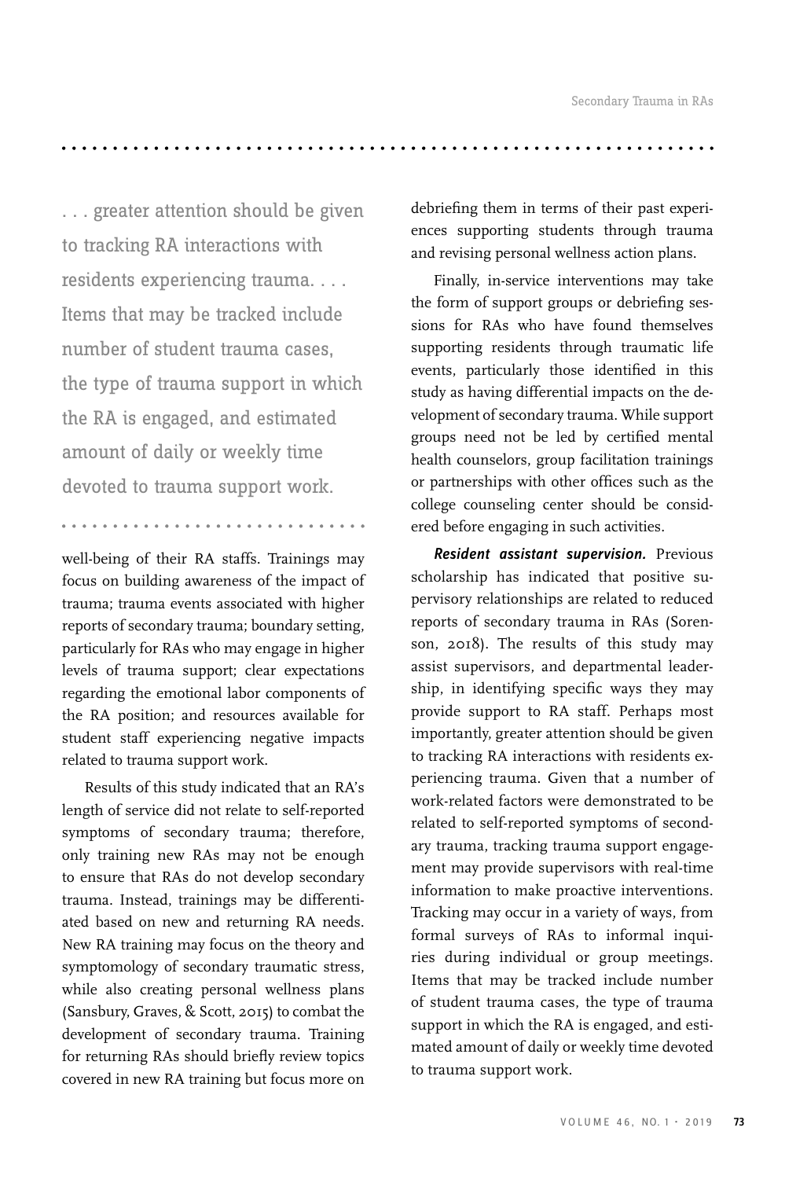. . . greater attention should be given to tracking RA interactions with residents experiencing trauma. . . . Items that may be tracked include number of student trauma cases, the type of trauma support in which the RA is engaged, and estimated amount of daily or weekly time devoted to trauma support work.

well-being of their RA staffs. Trainings may focus on building awareness of the impact of trauma; trauma events associated with higher reports of secondary trauma; boundary setting, particularly for RAs who may engage in higher levels of trauma support; clear expectations regarding the emotional labor components of the RA position; and resources available for student staff experiencing negative impacts related to trauma support work.

Results of this study indicated that an RA's length of service did not relate to self-reported symptoms of secondary trauma; therefore, only training new RAs may not be enough to ensure that RAs do not develop secondary trauma. Instead, trainings may be differentiated based on new and returning RA needs. New RA training may focus on the theory and symptomology of secondary traumatic stress, while also creating personal wellness plans (Sansbury, Graves, & Scott, 2015) to combat the development of secondary trauma. Training for returning RAs should briefly review topics covered in new RA training but focus more on debriefing them in terms of their past experiences supporting students through trauma and revising personal wellness action plans.

Finally, in-service interventions may take the form of support groups or debriefing sessions for RAs who have found themselves supporting residents through traumatic life events, particularly those identified in this study as having differential impacts on the development of secondary trauma. While support groups need not be led by certified mental health counselors, group facilitation trainings or partnerships with other offices such as the college counseling center should be considered before engaging in such activities.

***Resident assistant supervision.*** Previous scholarship has indicated that positive supervisory relationships are related to reduced reports of secondary trauma in RAs (Sorenson, 2018). The results of this study may assist supervisors, and departmental leadership, in identifying specific ways they may provide support to RA staff. Perhaps most importantly, greater attention should be given to tracking RA interactions with residents experiencing trauma. Given that a number of work-related factors were demonstrated to be related to self-reported symptoms of secondary trauma, tracking trauma support engagement may provide supervisors with real-time information to make proactive interventions. Tracking may occur in a variety of ways, from formal surveys of RAs to informal inquiries during individual or group meetings. Items that may be tracked include number of student trauma cases, the type of trauma support in which the RA is engaged, and estimated amount of daily or weekly time devoted to trauma support work.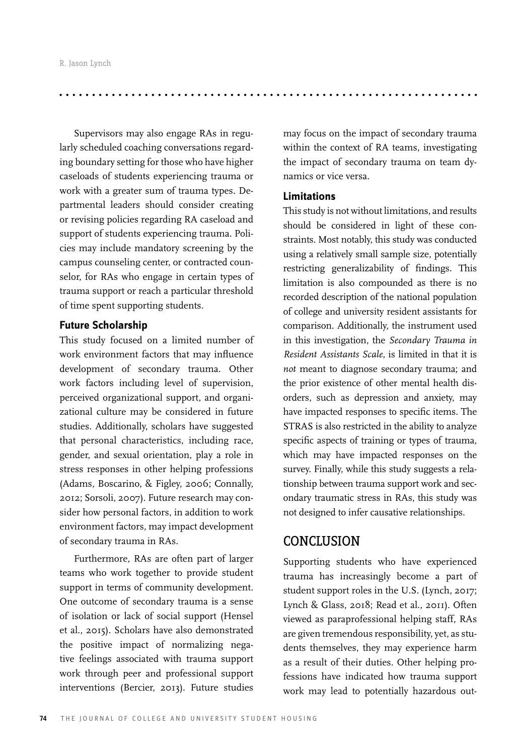Supervisors may also engage RAs in regularly scheduled coaching conversations regarding boundary setting for those who have higher caseloads of students experiencing trauma or work with a greater sum of trauma types. Departmental leaders should consider creating or revising policies regarding RA caseload and support of students experiencing trauma. Policies may include mandatory screening by the campus counseling center, or contracted counselor, for RAs who engage in certain types of trauma support or reach a particular threshold of time spent supporting students.

### Future Scholarship

This study focused on a limited number of work environment factors that may influence development of secondary trauma. Other work factors including level of supervision, perceived organizational support, and organizational culture may be considered in future studies. Additionally, scholars have suggested that personal characteristics, including race, gender, and sexual orientation, play a role in stress responses in other helping professions (Adams, Boscarino, & Figley, 2006; Connally, 2012; Sorsoli, 2007). Future research may consider how personal factors, in addition to work environment factors, may impact development of secondary trauma in RAs.

Furthermore, RAs are often part of larger teams who work together to provide student support in terms of community development. One outcome of secondary trauma is a sense of isolation or lack of social support (Hensel et al., 2015). Scholars have also demonstrated the positive impact of normalizing negative feelings associated with trauma support work through peer and professional support interventions (Bercier, 2013). Future studies may focus on the impact of secondary trauma within the context of RA teams, investigating the impact of secondary trauma on team dynamics or vice versa.

### Limitations

This study is not without limitations, and results should be considered in light of these constraints. Most notably, this study was conducted using a relatively small sample size, potentially restricting generalizability of findings. This limitation is also compounded as there is no recorded description of the national population of college and university resident assistants for comparison. Additionally, the instrument used in this investigation, the *Secondary Trauma in Resident Assistants Scale*, is limited in that it is *not* meant to diagnose secondary trauma; and the prior existence of other mental health disorders, such as depression and anxiety, may have impacted responses to specific items. The STRAS is also restricted in the ability to analyze specific aspects of training or types of trauma, which may have impacted responses on the survey. Finally, while this study suggests a relationship between trauma support work and secondary traumatic stress in RAs, this study was not designed to infer causative relationships.

## CONCLUSION

Supporting students who have experienced trauma has increasingly become a part of student support roles in the U.S. (Lynch, 2017; Lynch & Glass, 2018; Read et al., 2011). Often viewed as paraprofessional helping staff, RAs are given tremendous responsibility, yet, as students themselves, they may experience harm as a result of their duties. Other helping professions have indicated how trauma support work may lead to potentially hazardous out-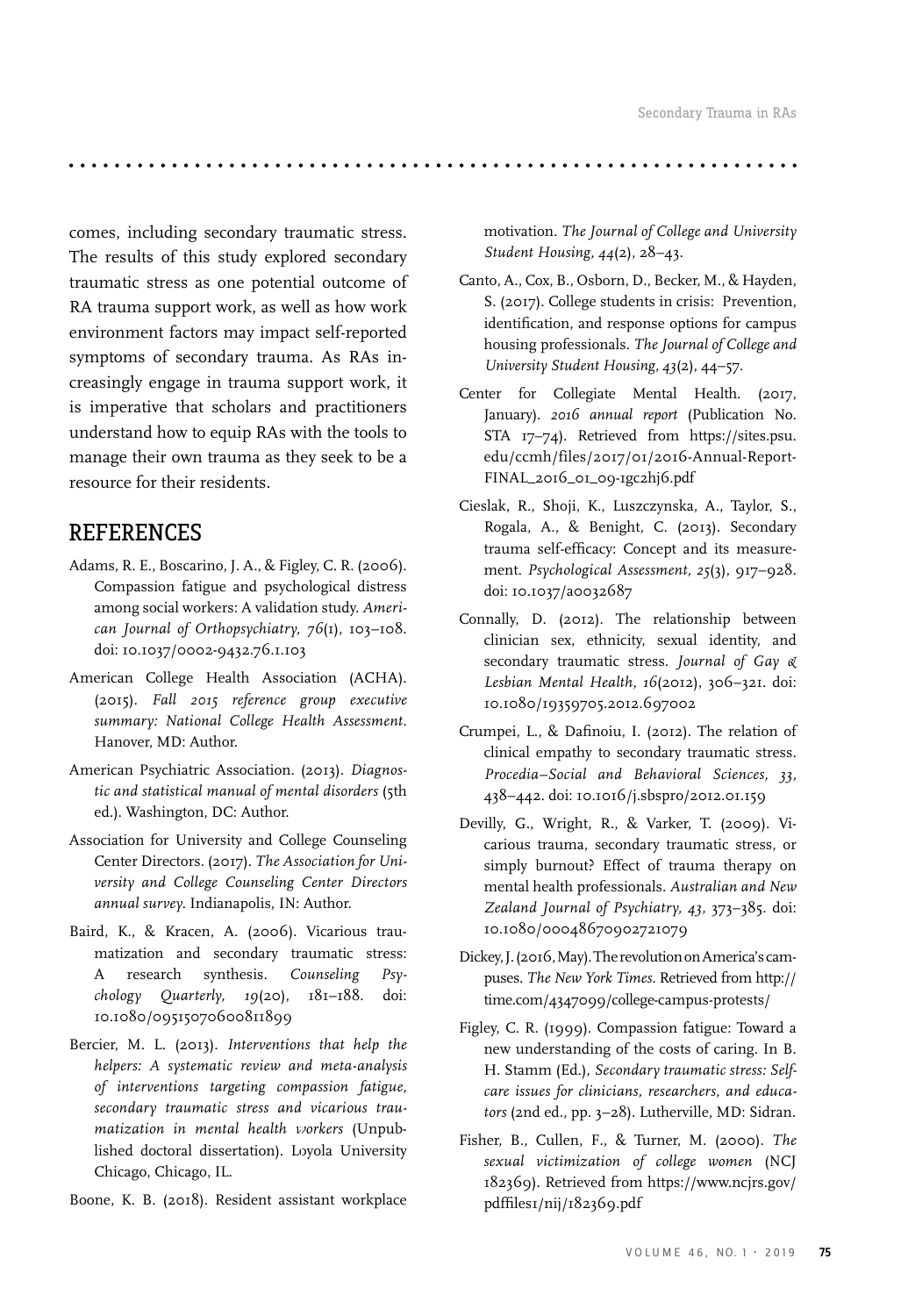comes, including secondary traumatic stress. The results of this study explored secondary traumatic stress as one potential outcome of RA trauma support work, as well as how work environment factors may impact self-reported symptoms of secondary trauma. As RAs increasingly engage in trauma support work, it is imperative that scholars and practitioners understand how to equip RAs with the tools to manage their own trauma as they seek to be a resource for their residents.

## REFERENCES

Adams, R. E., Boscarino, J. A., & Figley, C. R. (2006). Compassion fatigue and psychological distress among social workers: A validation study. *American Journal of Orthopsychiatry, 76*(1), 103–108. doi: 10.1037/0002-9432.76.1.103

American College Health Association (ACHA). (2015). *Fall 2015 reference group executive summary: National College Health Assessment*. Hanover, MD: Author.

American Psychiatric Association. (2013). *Diagnostic and statistical manual of mental disorders* (5th ed.). Washington, DC: Author.

Association for University and College Counseling Center Directors. (2017). *The Association for University and College Counseling Center Directors annual survey*. Indianapolis, IN: Author.

Baird, K., & Kracen, A. (2006). Vicarious traumatization and secondary traumatic stress: A research synthesis. *Counseling Psychology Quarterly, 19*(20), 181–188. doi: 10.1080/09515070600811899

Bercier, M. L. (2013). *Interventions that help the helpers: A systematic review and meta-analysis of interventions targeting compassion fatigue, secondary traumatic stress and vicarious traumatization in mental health workers* (Unpublished doctoral dissertation). Loyola University Chicago, Chicago, IL.

Boone, K. B. (2018). Resident assistant workplace motivation. *The Journal of College and University Student Housing, 44*(2), 28–43.

Canto, A., Cox, B., Osborn, D., Becker, M., & Hayden, S. (2017). College students in crisis: Prevention, identification, and response options for campus housing professionals. *The Journal of College and University Student Housing, 43*(2), 44–57.

Center for Collegiate Mental Health. (2017, January). *2016 annual report* (Publication No. STA 17–74). Retrieved from https://sites.psu.edu/ccmh/files/2017/01/2016-Annual-Report-FINAL_2016_01_09-1gc2hj6.pdf

Cieslak, R., Shoji, K., Luszczynska, A., Taylor, S., Rogala, A., & Benight, C. (2013). Secondary trauma self-efficacy: Concept and its measurement. *Psychological Assessment, 25*(3), 917–928. doi: 10.1037/a0032687

Connally, D. (2012). The relationship between clinician sex, ethnicity, sexual identity, and secondary traumatic stress. *Journal of Gay & Lesbian Mental Health, 16*(2012), 306–321. doi: 10.1080/19359705.2012.697002

Crumpei, L., & Dafinoiu, I. (2012). The relation of clinical empathy to secondary traumatic stress. *Procedia–Social and Behavioral Sciences, 33*, 438–442. doi: 10.1016/j.sbspro/2012.01.159

Devilly, G., Wright, R., & Varker, T. (2009). Vicarious trauma, secondary traumatic stress, or simply burnout? Effect of trauma therapy on mental health professionals. *Australian and New Zealand Journal of Psychiatry, 43*, 373–385. doi: 10.1080/00048670902721079

Dickey, J. (2016, May). The revolution on America's campuses. *The New York Times*. Retrieved from http://time.com/4347099/college-campus-protests/

Figley, C. R. (1999). Compassion fatigue: Toward a new understanding of the costs of caring. In B. H. Stamm (Ed.), *Secondary traumatic stress: Self-care issues for clinicians, researchers, and educators* (2nd ed., pp. 3–28). Lutherville, MD: Sidran.

Fisher, B., Cullen, F., & Turner, M. (2000). *The sexual victimization of college women* (NCJ 182369). Retrieved from https://www.ncjrs.gov/pdffiles1/nij/182369.pdf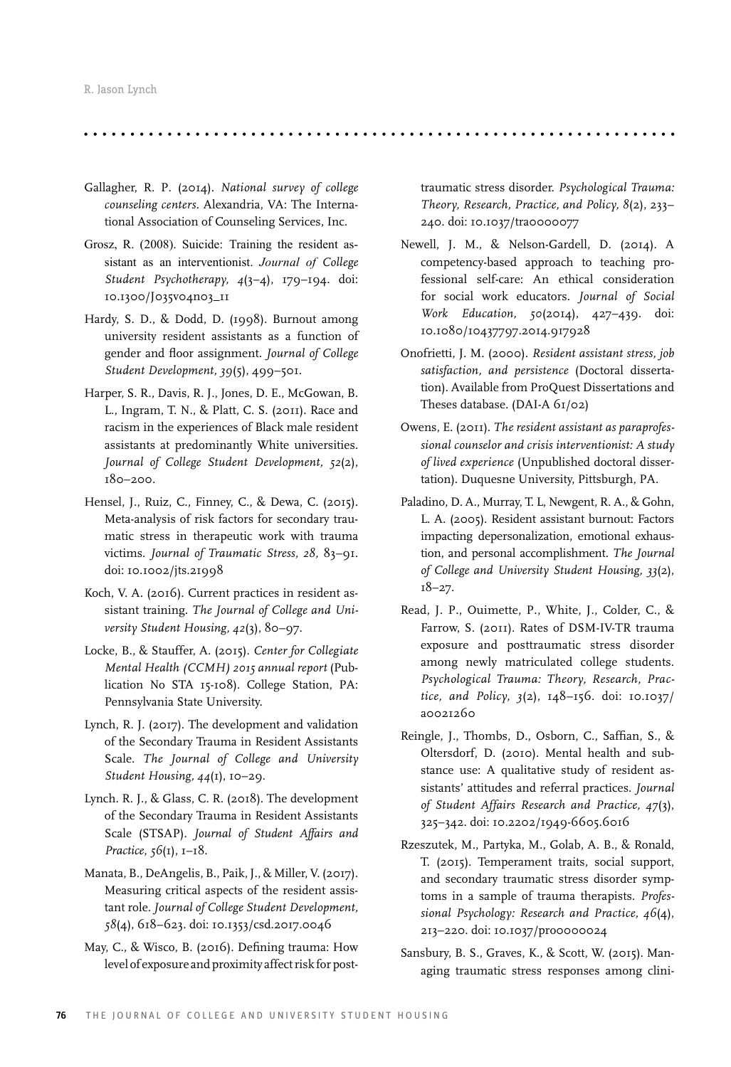Gallagher, R. P. (2014). *National survey of college counseling centers*. Alexandria, VA: The International Association of Counseling Services, Inc.

Grosz, R. (2008). Suicide: Training the resident assistant as an interventionist. *Journal of College Student Psychotherapy, 4*(3–4), 179–194. doi: 10.1300/J035v04n03_11

Hardy, S. D., & Dodd, D. (1998). Burnout among university resident assistants as a function of gender and floor assignment. *Journal of College Student Development, 39*(5), 499–501.

Harper, S. R., Davis, R. J., Jones, D. E., McGowan, B. L., Ingram, T. N., & Platt, C. S. (2011). Race and racism in the experiences of Black male resident assistants at predominantly White universities. *Journal of College Student Development, 52*(2), 180–200.

Hensel, J., Ruiz, C., Finney, C., & Dewa, C. (2015). Meta-analysis of risk factors for secondary traumatic stress in therapeutic work with trauma victims. *Journal of Traumatic Stress, 28*, 83–91. doi: 10.1002/jts.21998

Koch, V. A. (2016). Current practices in resident assistant training. *The Journal of College and University Student Housing, 42*(3), 80–97.

Locke, B., & Stauffer, A. (2015). *Center for Collegiate Mental Health (CCMH) 2015 annual report* (Publication No STA 15-108). College Station, PA: Pennsylvania State University.

Lynch, R. J. (2017). The development and validation of the Secondary Trauma in Resident Assistants Scale. *The Journal of College and University Student Housing, 44*(1), 10–29.

Lynch. R. J., & Glass, C. R. (2018). The development of the Secondary Trauma in Resident Assistants Scale (STSAP). *Journal of Student Affairs and Practice, 56*(1), 1–18.

Manata, B., DeAngelis, B., Paik, J., & Miller, V. (2017). Measuring critical aspects of the resident assistant role. *Journal of College Student Development, 58*(4), 618–623. doi: 10.1353/csd.2017.0046

May, C., & Wisco, B. (2016). Defining trauma: How level of exposure and proximity affect risk for posttraumatic stress disorder. *Psychological Trauma: Theory, Research, Practice, and Policy, 8*(2), 233–240. doi: 10.1037/tra0000077

Newell, J. M., & Nelson-Gardell, D. (2014). A competency-based approach to teaching professional self-care: An ethical consideration for social work educators. *Journal of Social Work Education, 50*(2014), 427–439. doi: 10.1080/10437797.2014.917928

Onofrietti, J. M. (2000). *Resident assistant stress, job satisfaction, and persistence* (Doctoral dissertation). Available from ProQuest Dissertations and Theses database. (DAI-A 61/02)

Owens, E. (2011). *The resident assistant as paraprofessional counselor and crisis interventionist: A study of lived experience* (Unpublished doctoral dissertation). Duquesne University, Pittsburgh, PA.

Paladino, D. A., Murray, T. L, Newgent, R. A., & Gohn, L. A. (2005). Resident assistant burnout: Factors impacting depersonalization, emotional exhaustion, and personal accomplishment. *The Journal of College and University Student Housing, 33*(2), 18–27.

Read, J. P., Ouimette, P., White, J., Colder, C., & Farrow, S. (2011). Rates of DSM-IV-TR trauma exposure and posttraumatic stress disorder among newly matriculated college students. *Psychological Trauma: Theory, Research, Practice, and Policy, 3*(2), 148–156. doi: 10.1037/a0021260

Reingle, J., Thombs, D., Osborn, C., Saffian, S., & Oltersdorf, D. (2010). Mental health and substance use: A qualitative study of resident assistants' attitudes and referral practices. *Journal of Student Affairs Research and Practice, 47*(3), 325–342. doi: 10.2202/1949-6605.6016

Rzeszutek, M., Partyka, M., Golab, A. B., & Ronald, T. (2015). Temperament traits, social support, and secondary traumatic stress disorder symptoms in a sample of trauma therapists. *Professional Psychology: Research and Practice, 46*(4), 213–220. doi: 10.1037/pro0000024

Sansbury, B. S., Graves, K., & Scott, W. (2015). Managing traumatic stress responses among clini-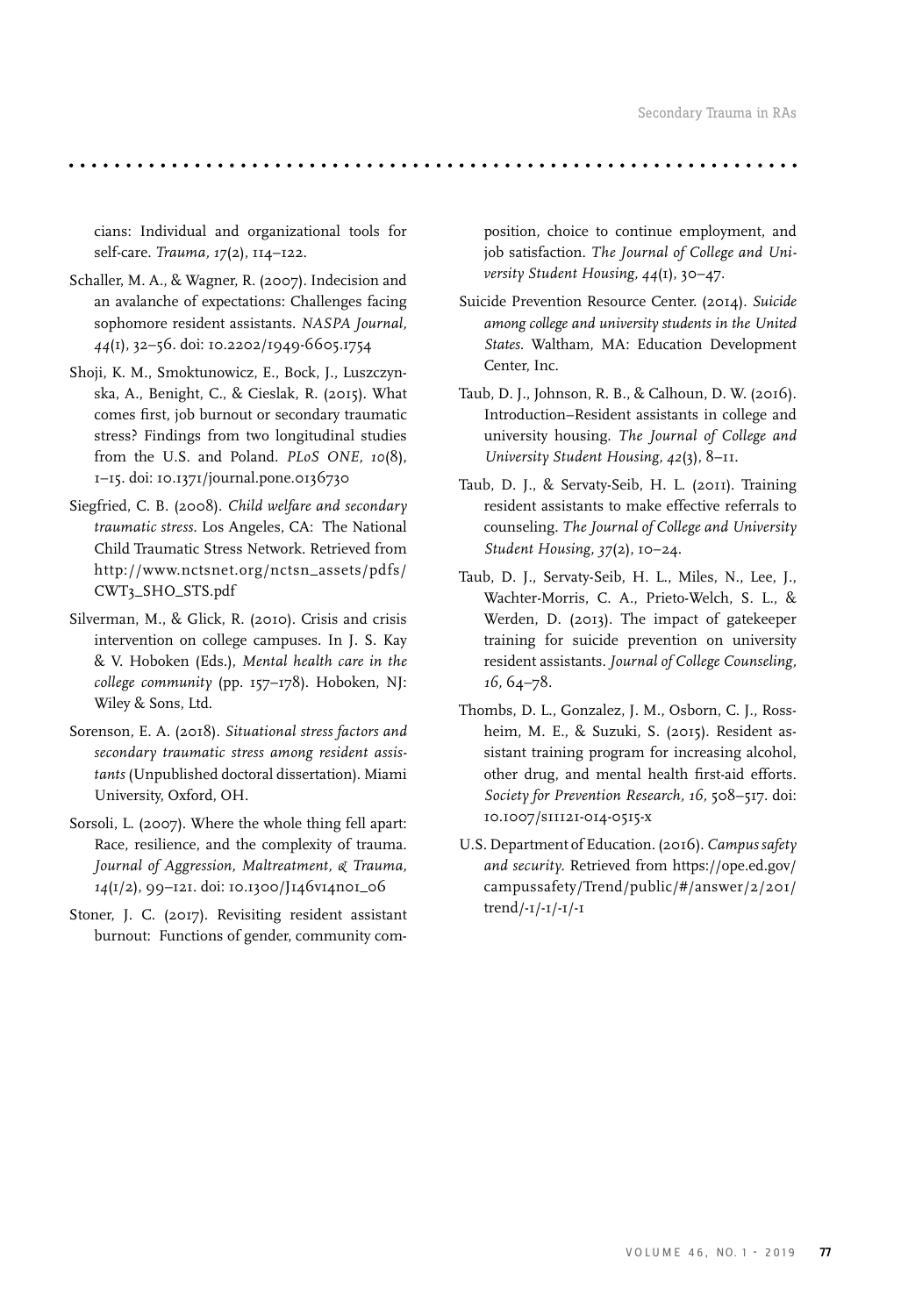cians: Individual and organizational tools for self-care. *Trauma, 17*(2), 114–122.

Schaller, M. A., & Wagner, R. (2007). Indecision and an avalanche of expectations: Challenges facing sophomore resident assistants. *NASPA Journal, 44*(1), 32–56. doi: 10.2202/1949-6605.1754

Shoji, K. M., Smoktunowicz, E., Bock, J., Luszczynska, A., Benight, C., & Cieslak, R. (2015). What comes first, job burnout or secondary traumatic stress? Findings from two longitudinal studies from the U.S. and Poland. *PLoS ONE, 10*(8), 1–15. doi: 10.1371/journal.pone.0136730

Siegfried, C. B. (2008). *Child welfare and secondary traumatic stress*. Los Angeles, CA: The National Child Traumatic Stress Network. Retrieved from http://www.nctsnet.org/nctsn_assets/pdfs/CWT3_SHO_STS.pdf

Silverman, M., & Glick, R. (2010). Crisis and crisis intervention on college campuses. In J. S. Kay & V. Hoboken (Eds.), *Mental health care in the college community* (pp. 157–178). Hoboken, NJ: Wiley & Sons, Ltd.

Sorenson, E. A. (2018). *Situational stress factors and secondary traumatic stress among resident assistants* (Unpublished doctoral dissertation). Miami University, Oxford, OH.

Sorsoli, L. (2007). Where the whole thing fell apart: Race, resilience, and the complexity of trauma. *Journal of Aggression, Maltreatment, & Trauma, 14*(1/2), 99–121. doi: 10.1300/J146v14n01_06

Stoner, J. C. (2017). Revisiting resident assistant burnout: Functions of gender, community composition, choice to continue employment, and job satisfaction. *The Journal of College and University Student Housing, 44*(1), 30–47.

Suicide Prevention Resource Center. (2014). *Suicide among college and university students in the United States*. Waltham, MA: Education Development Center, Inc.

Taub, D. J., Johnson, R. B., & Calhoun, D. W. (2016). Introduction–Resident assistants in college and university housing. *The Journal of College and University Student Housing, 42*(3), 8–11.

Taub, D. J., & Servaty-Seib, H. L. (2011). Training resident assistants to make effective referrals to counseling. *The Journal of College and University Student Housing, 37*(2), 10–24.

Taub, D. J., Servaty-Seib, H. L., Miles, N., Lee, J., Wachter-Morris, C. A., Prieto-Welch, S. L., & Werden, D. (2013). The impact of gatekeeper training for suicide prevention on university resident assistants. *Journal of College Counseling, 16*, 64–78.

Thombs, D. L., Gonzalez, J. M., Osborn, C. J., Rossheim, M. E., & Suzuki, S. (2015). Resident assistant training program for increasing alcohol, other drug, and mental health first-aid efforts. *Society for Prevention Research, 16*, 508–517. doi: 10.1007/s11121-014-0515-x

U.S. Department of Education. (2016). *Campus safety and security*. Retrieved from https://ope.ed.gov/campussafety/Trend/public/#/answer/2/201/trend/-1/-1/-1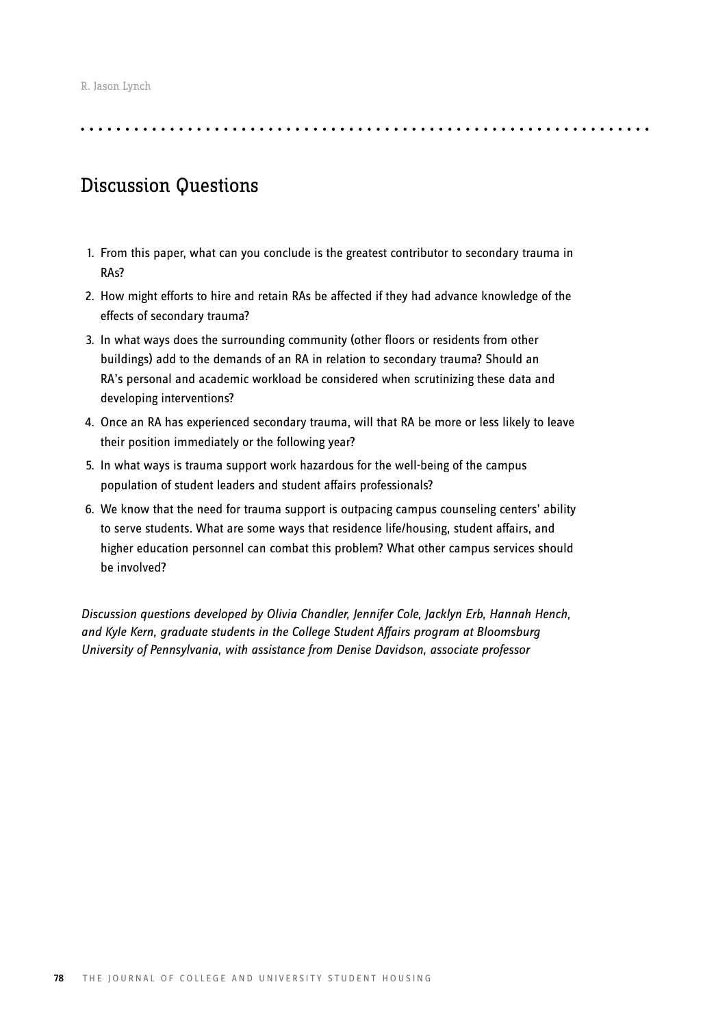## Discussion Questions

1. From this paper, what can you conclude is the greatest contributor to secondary trauma in RAs?
2. How might efforts to hire and retain RAs be affected if they had advance knowledge of the effects of secondary trauma?
3. In what ways does the surrounding community (other floors or residents from other buildings) add to the demands of an RA in relation to secondary trauma? Should an RA's personal and academic workload be considered when scrutinizing these data and developing interventions?
4. Once an RA has experienced secondary trauma, will that RA be more or less likely to leave their position immediately or the following year?
5. In what ways is trauma support work hazardous for the well-being of the campus population of student leaders and student affairs professionals?
6. We know that the need for trauma support is outpacing campus counseling centers' ability to serve students. What are some ways that residence life/housing, student affairs, and higher education personnel can combat this problem? What other campus services should be involved?

*Discussion questions developed by Olivia Chandler, Jennifer Cole, Jacklyn Erb, Hannah Hench, and Kyle Kern, graduate students in the College Student Affairs program at Bloomsburg University of Pennsylvania, with assistance from Denise Davidson, associate professor*